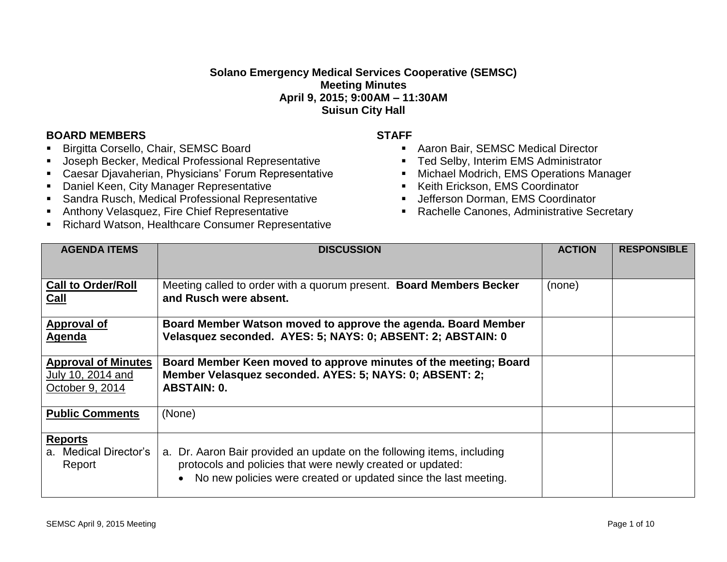**Solano Emergency Medical Services Cooperative (SEMSC)**
**Meeting Minutes**
**April 9, 2015; 9:00AM – 11:30AM**
**Suisun City Hall**

**BOARD MEMBERS**

- Birgitta Corsello, Chair, SEMSC Board
- Joseph Becker, Medical Professional Representative
- Caesar Djavaherian, Physicians' Forum Representative
- Daniel Keen, City Manager Representative
- Sandra Rusch, Medical Professional Representative
- Anthony Velasquez, Fire Chief Representative
- Richard Watson, Healthcare Consumer Representative

**STAFF**

- Aaron Bair, SEMSC Medical Director
- Ted Selby, Interim EMS Administrator
- Michael Modrich, EMS Operations Manager
- Keith Erickson, EMS Coordinator
- Jefferson Dorman, EMS Coordinator
- Rachelle Canones, Administrative Secretary

| AGENDA ITEMS | DISCUSSION | ACTION | RESPONSIBLE |
|---|---|---|---|
| **Call to Order/Roll Call** | Meeting called to order with a quorum present. **Board Members Becker and Rusch were absent.** | (none) | |
| **Approval of Agenda** | **Board Member Watson moved to approve the agenda. Board Member Velasquez seconded. AYES: 5; NAYS: 0; ABSENT: 2; ABSTAIN: 0** | | |
| **Approval of Minutes** July 10, 2014 and October 9, 2014 | **Board Member Keen moved to approve minutes of the meeting; Board Member Velasquez seconded. AYES: 5; NAYS: 0; ABSENT: 2; ABSTAIN: 0.** | | |
| **Public Comments** | (None) | | |
| **Reports** a. Medical Director's Report | a. Dr. Aaron Bair provided an update on the following items, including protocols and policies that were newly created or updated: • No new policies were created or updated since the last meeting. | | |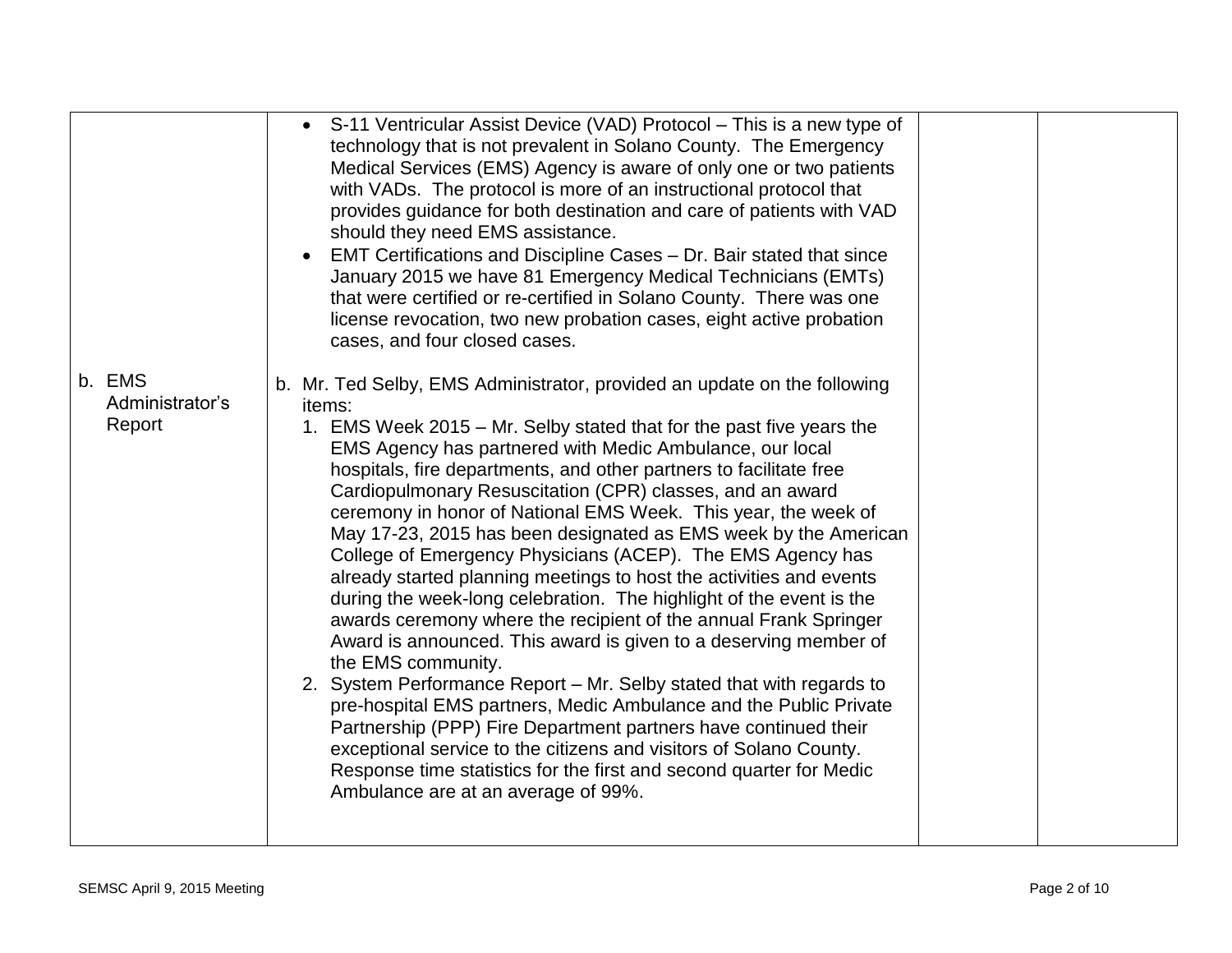| | | | |
|---|---|---|---|
| | • S-11 Ventricular Assist Device (VAD) Protocol – This is a new type of technology that is not prevalent in Solano County. The Emergency Medical Services (EMS) Agency is aware of only one or two patients with VADs. The protocol is more of an instructional protocol that provides guidance for both destination and care of patients with VAD should they need EMS assistance.<br>• EMT Certifications and Discipline Cases – Dr. Bair stated that since January 2015 we have 81 Emergency Medical Technicians (EMTs) that were certified or re-certified in Solano County. There was one license revocation, two new probation cases, eight active probation cases, and four closed cases. | | |
| b. EMS Administrator's Report | b. Mr. Ted Selby, EMS Administrator, provided an update on the following items:<br>1. EMS Week 2015 – Mr. Selby stated that for the past five years the EMS Agency has partnered with Medic Ambulance, our local hospitals, fire departments, and other partners to facilitate free Cardiopulmonary Resuscitation (CPR) classes, and an award ceremony in honor of National EMS Week. This year, the week of May 17-23, 2015 has been designated as EMS week by the American College of Emergency Physicians (ACEP). The EMS Agency has already started planning meetings to host the activities and events during the week-long celebration. The highlight of the event is the awards ceremony where the recipient of the annual Frank Springer Award is announced. This award is given to a deserving member of the EMS community.<br>2. System Performance Report – Mr. Selby stated that with regards to pre-hospital EMS partners, Medic Ambulance and the Public Private Partnership (PPP) Fire Department partners have continued their exceptional service to the citizens and visitors of Solano County. Response time statistics for the first and second quarter for Medic Ambulance are at an average of 99%. | | |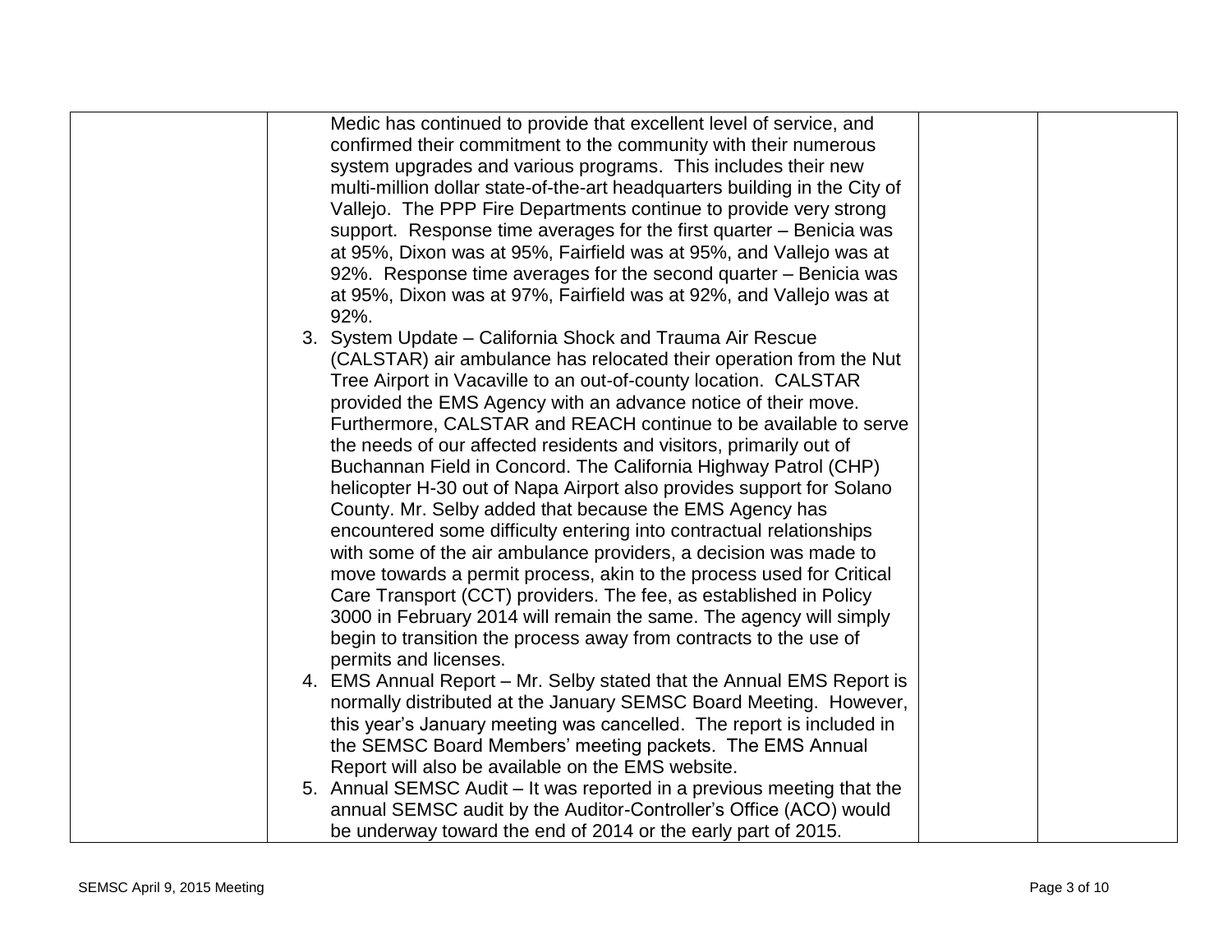| | | | |
|---|---|---|---|
| | Medic has continued to provide that excellent level of service, and confirmed their commitment to the community with their numerous system upgrades and various programs. This includes their new multi-million dollar state-of-the-art headquarters building in the City of Vallejo. The PPP Fire Departments continue to provide very strong support. Response time averages for the first quarter – Benicia was at 95%, Dixon was at 95%, Fairfield was at 95%, and Vallejo was at 92%. Response time averages for the second quarter – Benicia was at 95%, Dixon was at 97%, Fairfield was at 92%, and Vallejo was at 92%.<br>3. System Update – California Shock and Trauma Air Rescue (CALSTAR) air ambulance has relocated their operation from the Nut Tree Airport in Vacaville to an out-of-county location. CALSTAR provided the EMS Agency with an advance notice of their move. Furthermore, CALSTAR and REACH continue to be available to serve the needs of our affected residents and visitors, primarily out of Buchannan Field in Concord. The California Highway Patrol (CHP) helicopter H-30 out of Napa Airport also provides support for Solano County. Mr. Selby added that because the EMS Agency has encountered some difficulty entering into contractual relationships with some of the air ambulance providers, a decision was made to move towards a permit process, akin to the process used for Critical Care Transport (CCT) providers. The fee, as established in Policy 3000 in February 2014 will remain the same. The agency will simply begin to transition the process away from contracts to the use of permits and licenses.<br>4. EMS Annual Report – Mr. Selby stated that the Annual EMS Report is normally distributed at the January SEMSC Board Meeting. However, this year's January meeting was cancelled. The report is included in the SEMSC Board Members' meeting packets. The EMS Annual Report will also be available on the EMS website.<br>5. Annual SEMSC Audit – It was reported in a previous meeting that the annual SEMSC audit by the Auditor-Controller's Office (ACO) would be underway toward the end of 2014 or the early part of 2015. | | |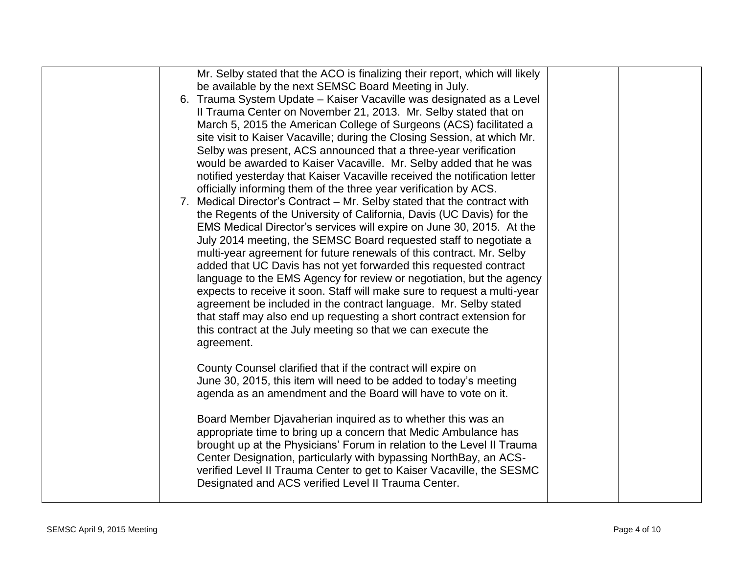| | | | |
|---|---|---|---|
| | Mr. Selby stated that the ACO is finalizing their report, which will likely be available by the next SEMSC Board Meeting in July.<br>6. Trauma System Update – Kaiser Vacaville was designated as a Level II Trauma Center on November 21, 2013. Mr. Selby stated that on March 5, 2015 the American College of Surgeons (ACS) facilitated a site visit to Kaiser Vacaville; during the Closing Session, at which Mr. Selby was present, ACS announced that a three-year verification would be awarded to Kaiser Vacaville. Mr. Selby added that he was notified yesterday that Kaiser Vacaville received the notification letter officially informing them of the three year verification by ACS.<br>7. Medical Director's Contract – Mr. Selby stated that the contract with the Regents of the University of California, Davis (UC Davis) for the EMS Medical Director's services will expire on June 30, 2015. At the July 2014 meeting, the SEMSC Board requested staff to negotiate a multi-year agreement for future renewals of this contract. Mr. Selby added that UC Davis has not yet forwarded this requested contract language to the EMS Agency for review or negotiation, but the agency expects to receive it soon. Staff will make sure to request a multi-year agreement be included in the contract language. Mr. Selby stated that staff may also end up requesting a short contract extension for this contract at the July meeting so that we can execute the agreement.<br><br>County Counsel clarified that if the contract will expire on June 30, 2015, this item will need to be added to today's meeting agenda as an amendment and the Board will have to vote on it.<br><br>Board Member Djavaherian inquired as to whether this was an appropriate time to bring up a concern that Medic Ambulance has brought up at the Physicians' Forum in relation to the Level II Trauma Center Designation, particularly with bypassing NorthBay, an ACS-verified Level II Trauma Center to get to Kaiser Vacaville, the SESMC Designated and ACS verified Level II Trauma Center. | | |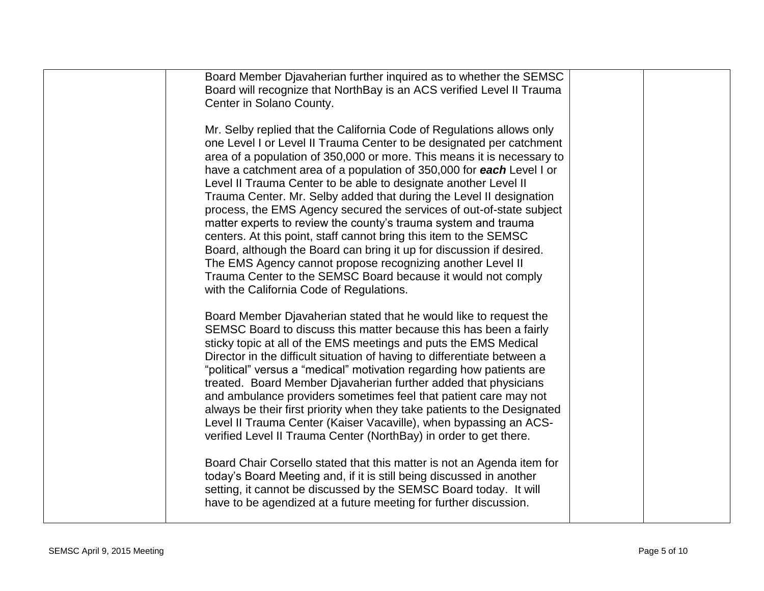| | | | |
|---|---|---|---|
| | Board Member Djavaherian further inquired as to whether the SEMSC Board will recognize that NorthBay is an ACS verified Level II Trauma Center in Solano County.<br><br>Mr. Selby replied that the California Code of Regulations allows only one Level I or Level II Trauma Center to be designated per catchment area of a population of 350,000 or more. This means it is necessary to have a catchment area of a population of 350,000 for ***each*** Level I or Level II Trauma Center to be able to designate another Level II Trauma Center. Mr. Selby added that during the Level II designation process, the EMS Agency secured the services of out-of-state subject matter experts to review the county's trauma system and trauma centers. At this point, staff cannot bring this item to the SEMSC Board, although the Board can bring it up for discussion if desired. The EMS Agency cannot propose recognizing another Level II Trauma Center to the SEMSC Board because it would not comply with the California Code of Regulations.<br><br>Board Member Djavaherian stated that he would like to request the SEMSC Board to discuss this matter because this has been a fairly sticky topic at all of the EMS meetings and puts the EMS Medical Director in the difficult situation of having to differentiate between a "political" versus a "medical" motivation regarding how patients are treated. Board Member Djavaherian further added that physicians and ambulance providers sometimes feel that patient care may not always be their first priority when they take patients to the Designated Level II Trauma Center (Kaiser Vacaville), when bypassing an ACS-verified Level II Trauma Center (NorthBay) in order to get there.<br><br>Board Chair Corsello stated that this matter is not an Agenda item for today's Board Meeting and, if it is still being discussed in another setting, it cannot be discussed by the SEMSC Board today. It will have to be agendized at a future meeting for further discussion. | | |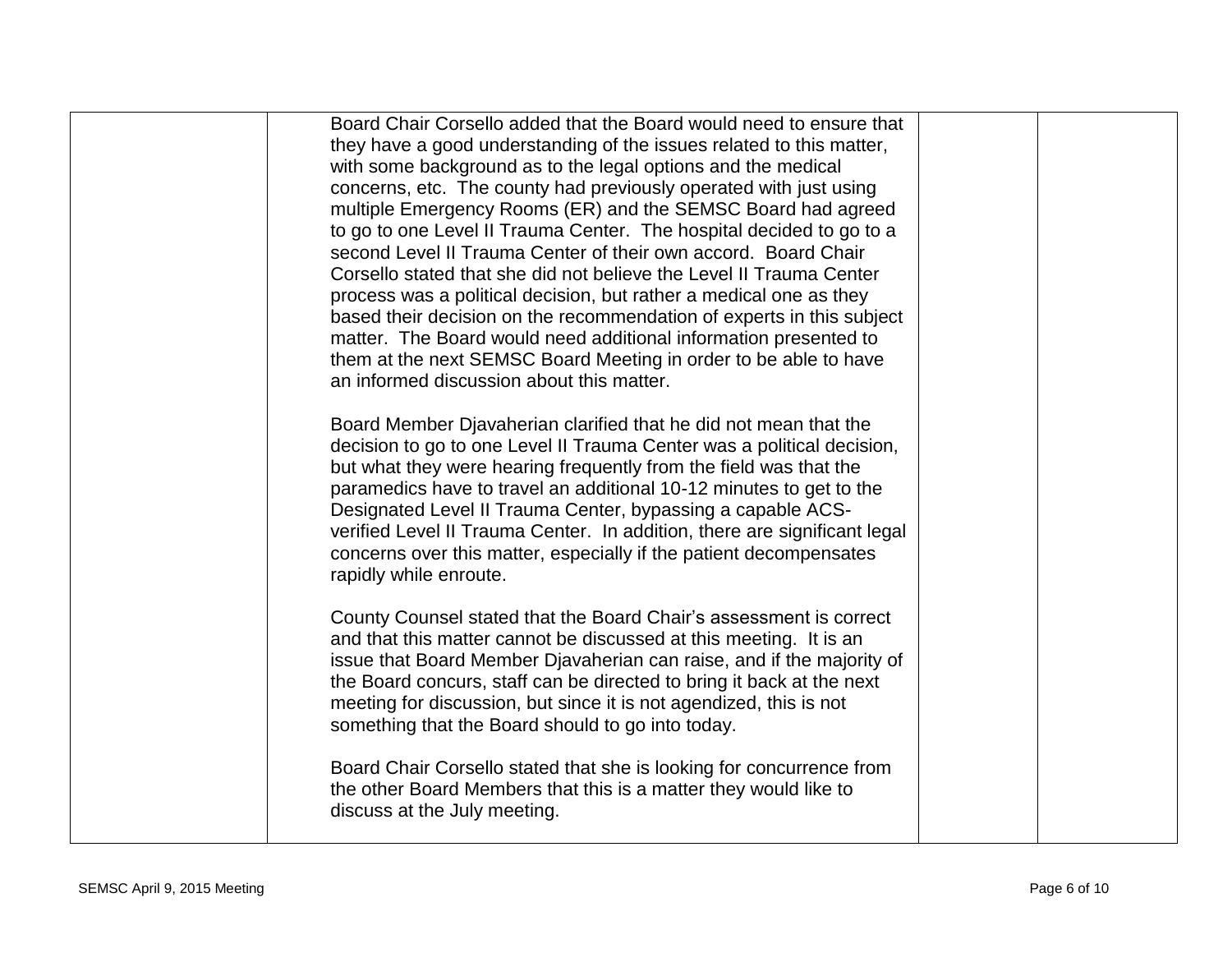| | | | |
|---|---|---|---|
| | Board Chair Corsello added that the Board would need to ensure that they have a good understanding of the issues related to this matter, with some background as to the legal options and the medical concerns, etc. The county had previously operated with just using multiple Emergency Rooms (ER) and the SEMSC Board had agreed to go to one Level II Trauma Center. The hospital decided to go to a second Level II Trauma Center of their own accord. Board Chair Corsello stated that she did not believe the Level II Trauma Center process was a political decision, but rather a medical one as they based their decision on the recommendation of experts in this subject matter. The Board would need additional information presented to them at the next SEMSC Board Meeting in order to be able to have an informed discussion about this matter.<br><br>Board Member Djavaherian clarified that he did not mean that the decision to go to one Level II Trauma Center was a political decision, but what they were hearing frequently from the field was that the paramedics have to travel an additional 10-12 minutes to get to the Designated Level II Trauma Center, bypassing a capable ACS-verified Level II Trauma Center. In addition, there are significant legal concerns over this matter, especially if the patient decompensates rapidly while enroute.<br><br>County Counsel stated that the Board Chair's assessment is correct and that this matter cannot be discussed at this meeting. It is an issue that Board Member Djavaherian can raise, and if the majority of the Board concurs, staff can be directed to bring it back at the next meeting for discussion, but since it is not agendized, this is not something that the Board should to go into today.<br><br>Board Chair Corsello stated that she is looking for concurrence from the other Board Members that this is a matter they would like to discuss at the July meeting. | | |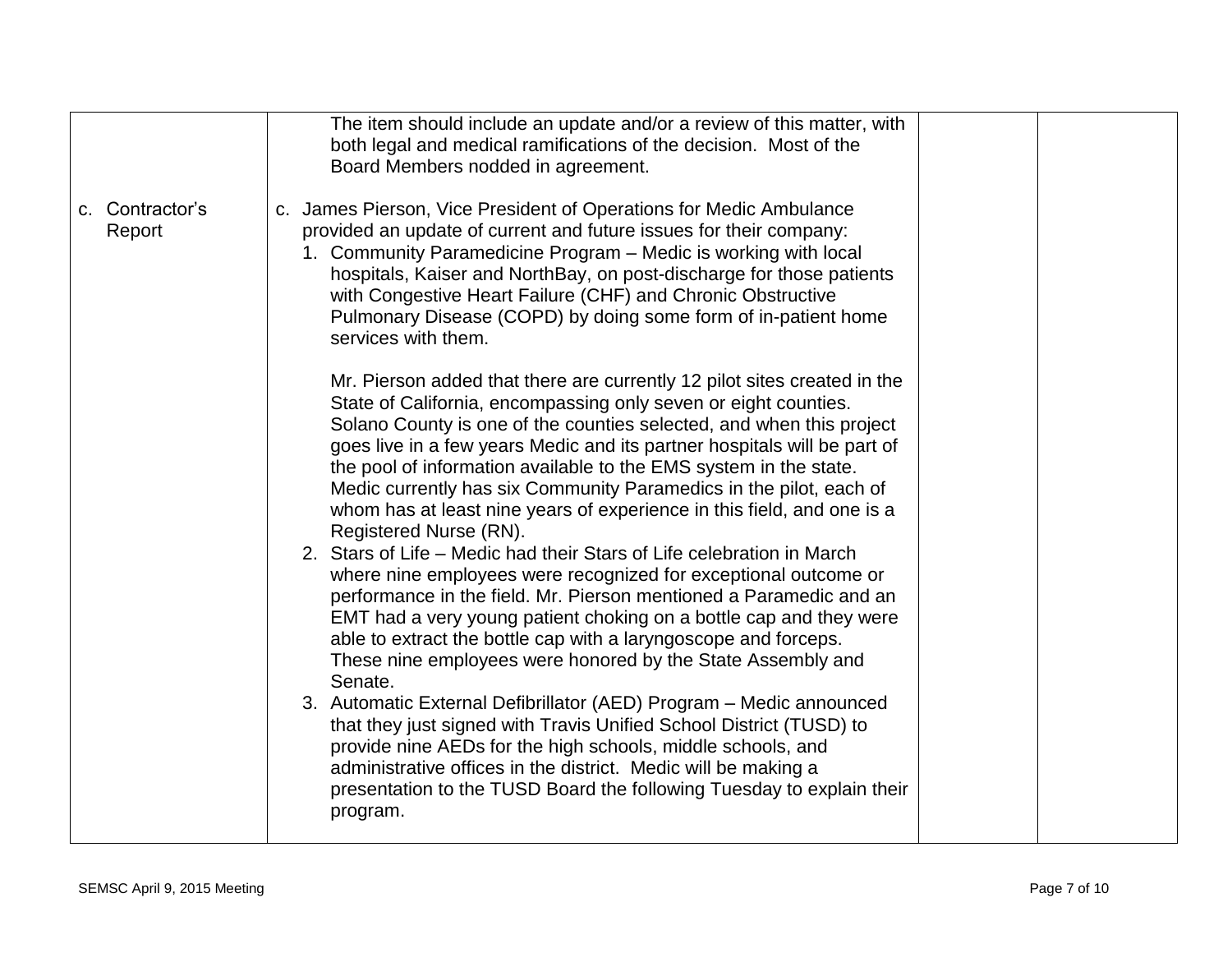| | | | |
|---|---|---|---|
| | The item should include an update and/or a review of this matter, with both legal and medical ramifications of the decision. Most of the Board Members nodded in agreement. | | |
| c. Contractor's Report | c. James Pierson, Vice President of Operations for Medic Ambulance provided an update of current and future issues for their company:<br>1. Community Paramedicine Program – Medic is working with local hospitals, Kaiser and NorthBay, on post-discharge for those patients with Congestive Heart Failure (CHF) and Chronic Obstructive Pulmonary Disease (COPD) by doing some form of in-patient home services with them.<br><br>Mr. Pierson added that there are currently 12 pilot sites created in the State of California, encompassing only seven or eight counties. Solano County is one of the counties selected, and when this project goes live in a few years Medic and its partner hospitals will be part of the pool of information available to the EMS system in the state. Medic currently has six Community Paramedics in the pilot, each of whom has at least nine years of experience in this field, and one is a Registered Nurse (RN).<br>2. Stars of Life – Medic had their Stars of Life celebration in March where nine employees were recognized for exceptional outcome or performance in the field. Mr. Pierson mentioned a Paramedic and an EMT had a very young patient choking on a bottle cap and they were able to extract the bottle cap with a laryngoscope and forceps. These nine employees were honored by the State Assembly and Senate.<br>3. Automatic External Defibrillator (AED) Program – Medic announced that they just signed with Travis Unified School District (TUSD) to provide nine AEDs for the high schools, middle schools, and administrative offices in the district. Medic will be making a presentation to the TUSD Board the following Tuesday to explain their program. | | |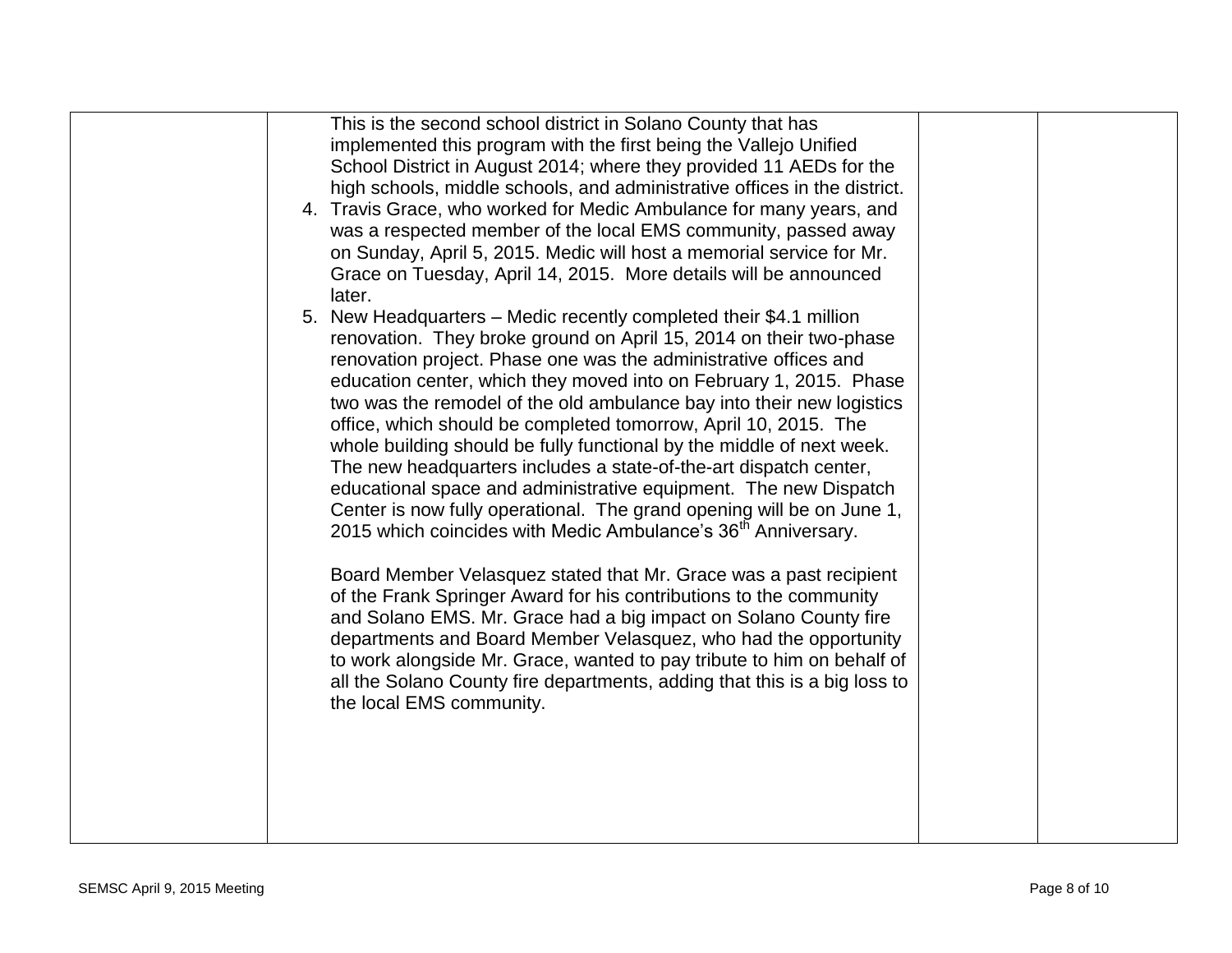| | | | |
|---|---|---|---|
| | This is the second school district in Solano County that has implemented this program with the first being the Vallejo Unified School District in August 2014; where they provided 11 AEDs for the high schools, middle schools, and administrative offices in the district.<br>4. Travis Grace, who worked for Medic Ambulance for many years, and was a respected member of the local EMS community, passed away on Sunday, April 5, 2015. Medic will host a memorial service for Mr. Grace on Tuesday, April 14, 2015. More details will be announced later.<br>5. New Headquarters – Medic recently completed their $4.1 million renovation. They broke ground on April 15, 2014 on their two-phase renovation project. Phase one was the administrative offices and education center, which they moved into on February 1, 2015. Phase two was the remodel of the old ambulance bay into their new logistics office, which should be completed tomorrow, April 10, 2015. The whole building should be fully functional by the middle of next week. The new headquarters includes a state-of-the-art dispatch center, educational space and administrative equipment. The new Dispatch Center is now fully operational. The grand opening will be on June 1, 2015 which coincides with Medic Ambulance's 36th Anniversary.<br><br>Board Member Velasquez stated that Mr. Grace was a past recipient of the Frank Springer Award for his contributions to the community and Solano EMS. Mr. Grace had a big impact on Solano County fire departments and Board Member Velasquez, who had the opportunity to work alongside Mr. Grace, wanted to pay tribute to him on behalf of all the Solano County fire departments, adding that this is a big loss to the local EMS community. | | |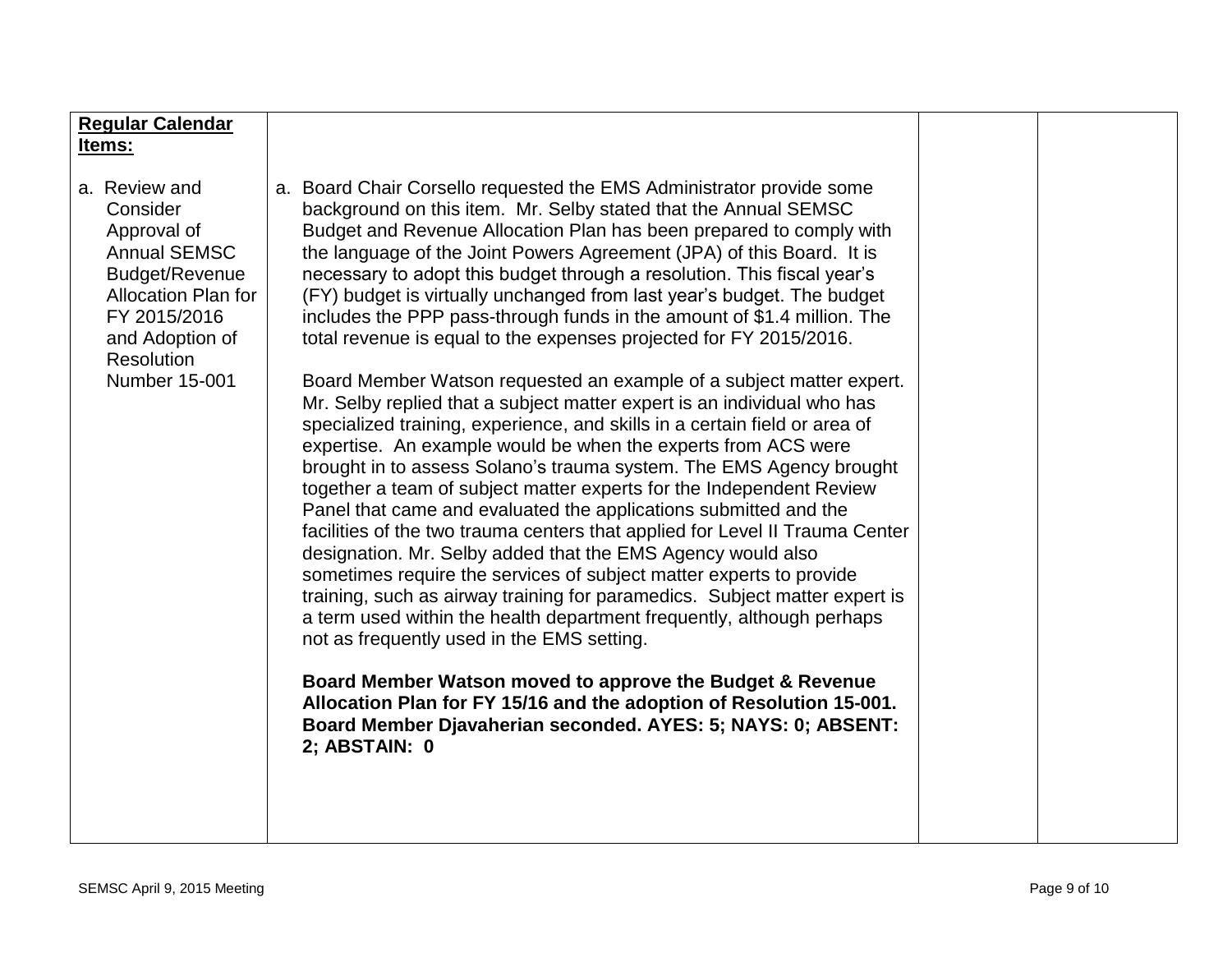| **Regular Calendar Items:** | | | |
|---|---|---|---|
| a. Review and Consider Approval of Annual SEMSC Budget/Revenue Allocation Plan for FY 2015/2016 and Adoption of Resolution Number 15-001 | a. Board Chair Corsello requested the EMS Administrator provide some background on this item. Mr. Selby stated that the Annual SEMSC Budget and Revenue Allocation Plan has been prepared to comply with the language of the Joint Powers Agreement (JPA) of this Board. It is necessary to adopt this budget through a resolution. This fiscal year's (FY) budget is virtually unchanged from last year's budget. The budget includes the PPP pass-through funds in the amount of $1.4 million. The total revenue is equal to the expenses projected for FY 2015/2016.<br><br>Board Member Watson requested an example of a subject matter expert. Mr. Selby replied that a subject matter expert is an individual who has specialized training, experience, and skills in a certain field or area of expertise. An example would be when the experts from ACS were brought in to assess Solano's trauma system. The EMS Agency brought together a team of subject matter experts for the Independent Review Panel that came and evaluated the applications submitted and the facilities of the two trauma centers that applied for Level II Trauma Center designation. Mr. Selby added that the EMS Agency would also sometimes require the services of subject matter experts to provide training, such as airway training for paramedics. Subject matter expert is a term used within the health department frequently, although perhaps not as frequently used in the EMS setting.<br><br>**Board Member Watson moved to approve the Budget & Revenue Allocation Plan for FY 15/16 and the adoption of Resolution 15-001. Board Member Djavaherian seconded. AYES: 5; NAYS: 0; ABSENT: 2; ABSTAIN: 0** | | |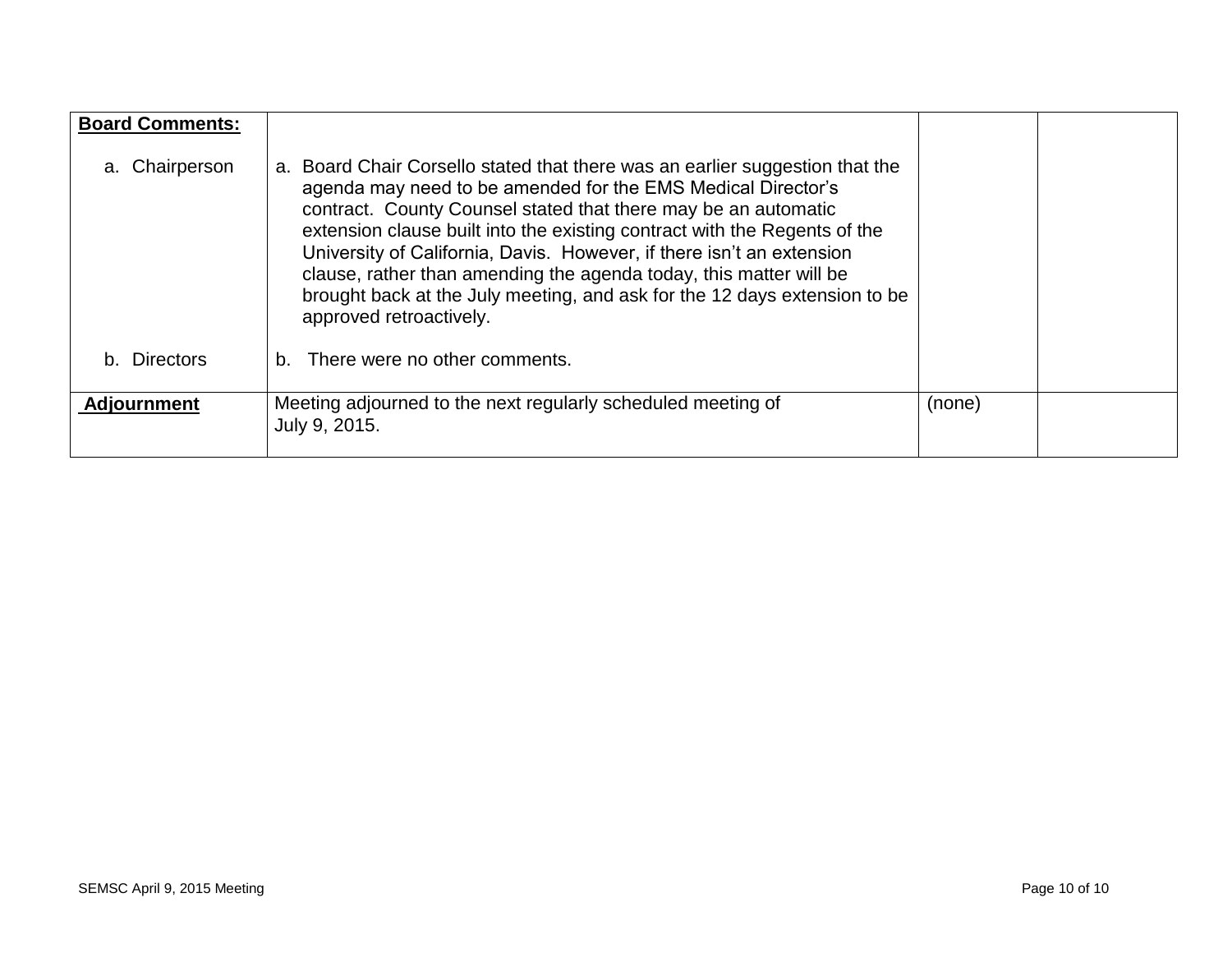| | | | |
|---|---|---|---|
| **Board Comments:**<br><br>a. Chairperson<br><br><br><br><br><br><br><br>b. Directors | <br><br>a. Board Chair Corsello stated that there was an earlier suggestion that the agenda may need to be amended for the EMS Medical Director's contract. County Counsel stated that there may be an automatic extension clause built into the existing contract with the Regents of the University of California, Davis. However, if there isn't an extension clause, rather than amending the agenda today, this matter will be brought back at the July meeting, and ask for the 12 days extension to be approved retroactively.<br><br>b. There were no other comments. | | |
| **Adjournment** | Meeting adjourned to the next regularly scheduled meeting of July 9, 2015. | (none) | |